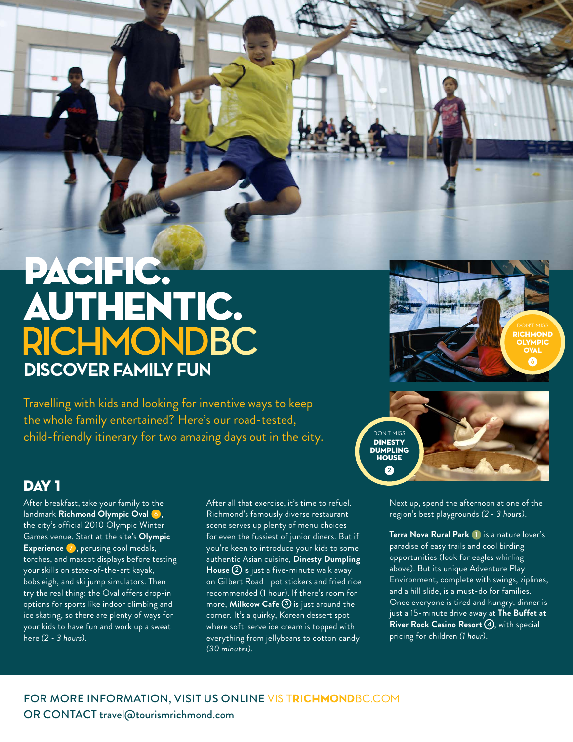# PACIFIC. AUTHENTIC. RICHMONDBC

## DISCOVER FAMILY FUN

Travelling with kids and looking for inventive ways to keep the whole family entertained? Here's our road-tested, child-friendly itinerary for two amazing days out in the city.

DON'T MISS **RICHMOND OLYMPIC OVAL** 6

DON'T MISS **DINESTY DUMPLING HOUSE** 2

## DAY 1

After breakfast, take your family to the landmark **Richmond Olympic Oval** 6, the city's official 2010 Olympic Winter Games venue. Start at the site's **Olympic Experience** 7, perusing cool medals, torches, and mascot displays before testing your skills on state-of-the-art kayak, bobsleigh, and ski jump simulators. Then try the real thing: the Oval offers drop-in options for sports like indoor climbing and ice skating, so there are plenty of ways for your kids to have fun and work up a sweat here *(2 - 3 hours)*.

After all that exercise, it's time to refuel. Richmond's famously diverse restaurant scene serves up plenty of menu choices for even the fussiest of junior diners. But if you're keen to introduce your kids to some authentic Asian cuisine, **Dinesty Dumpling House** 2 is just a five-minute walk away on Gilbert Road—pot stickers and fried rice recommended (1 hour). If there's room for more, **Milkcow Cafe** 3 is just around the corner. It's a quirky, Korean dessert spot where soft-serve ice cream is topped with everything from jellybeans to cotton candy *(30 minutes)*.

Next up, spend the afternoon at one of the region's best playgrounds *(2 - 3 hours)*.

**Terra Nova Rural Park** 1 is a nature lover's paradise of easy trails and cool birding opportunities (look for eagles whirling above). But its unique Adventure Play Environment, complete with swings, ziplines, and a hill slide, is a must-do for families. Once everyone is tired and hungry, dinner is just a 15-minute drive away at **The Buffet at River Rock Casino Resort** 4, with special pricing for children *(1 hour)*.

FOR MORE INFORMATION, VISIT US ONLINE VISITRICHMONDBC.COM
OR CONTACT travel@tourismrichmond.com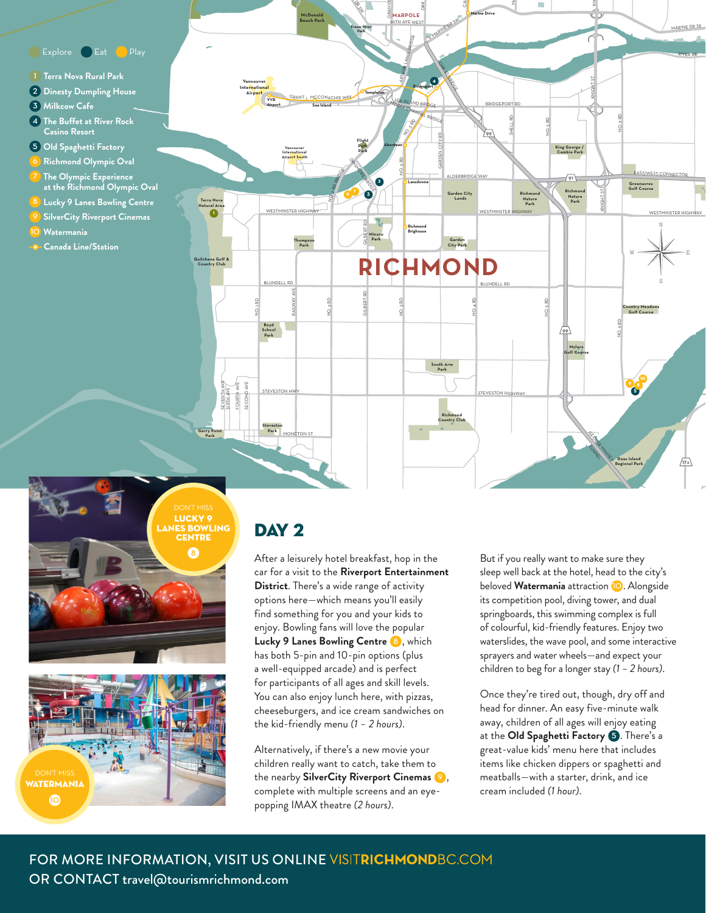Explore Eat Play

1. Terra Nova Rural Park
2. Dinesty Dumpling House
3. Milkcow Cafe
4. The Buffet at River Rock Casino Resort
5. Old Spaghetti Factory
6. Richmond Olympic Oval
7. The Olympic Experience at the Richmond Olympic Oval
8. Lucky 9 Lanes Bowling Centre
9. SilverCity Riverport Cinemas
10. Watermania

Canada Line/Station

RICHMOND

DON'T MISS
**LUCKY 9 LANES BOWLING CENTRE** 8

DON'T MISS
**WATERMANIA** 10

## DAY 2

After a leisurely hotel breakfast, hop in the car for a visit to the **Riverport Entertainment District**. There's a wide range of activity options here—which means you'll easily find something for you and your kids to enjoy. Bowling fans will love the popular **Lucky 9 Lanes Bowling Centre** 8, which has both 5-pin and 10-pin options (plus a well-equipped arcade) and is perfect for participants of all ages and skill levels. You can also enjoy lunch here, with pizzas, cheeseburgers, and ice cream sandwiches on the kid-friendly menu *(1 – 2 hours)*.

Alternatively, if there's a new movie your children really want to catch, take them to the nearby **SilverCity Riverport Cinemas** 9, complete with multiple screens and an eye-popping IMAX theatre *(2 hours)*.

But if you really want to make sure they sleep well back at the hotel, head to the city's beloved **Watermania** attraction 10. Alongside its competition pool, diving tower, and dual springboards, this swimming complex is full of colourful, kid-friendly features. Enjoy two waterslides, the wave pool, and some interactive sprayers and water wheels—and expect your children to beg for a longer stay *(1 – 2 hours)*.

Once they're tired out, though, dry off and head for dinner. An easy five-minute walk away, children of all ages will enjoy eating at the **Old Spaghetti Factory** 5. There's a great-value kids' menu here that includes items like chicken dippers or spaghetti and meatballs—with a starter, drink, and ice cream included *(1 hour)*.

FOR MORE INFORMATION, VISIT US ONLINE VISITRICHMONDBC.COM
OR CONTACT travel@tourismrichmond.com